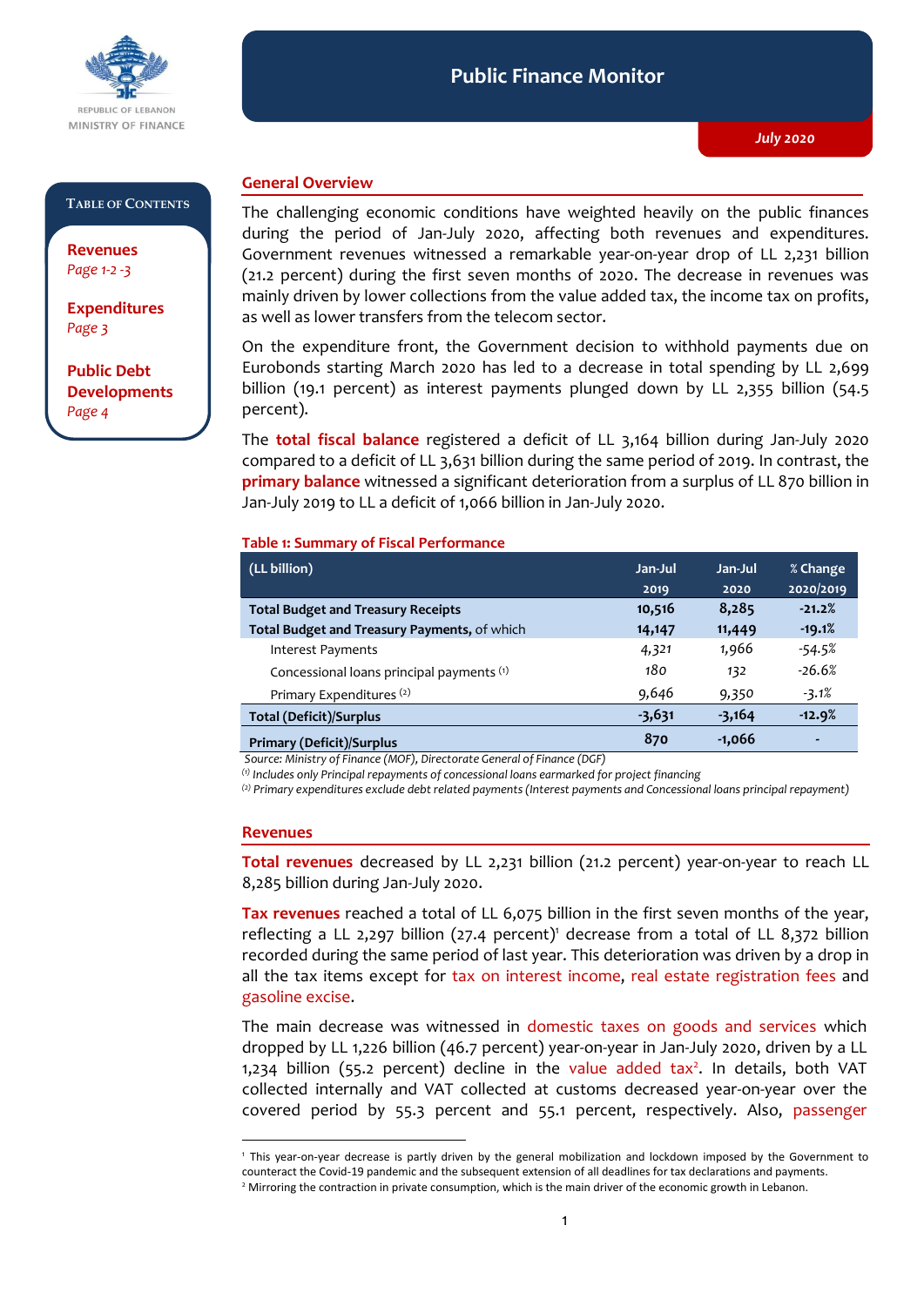REPUBLIC OF LEBANON
MINISTRY OF FINANCE

# Public Finance Monitor

*July 2020*

**Table of Contents**

**Revenues**
*Page 1-2 -3*

**Expenditures**
*Page 3*

**Public Debt Developments**
*Page 4*

## General Overview

The challenging economic conditions have weighted heavily on the public finances during the period of Jan-July 2020, affecting both revenues and expenditures. Government revenues witnessed a remarkable year-on-year drop of LL 2,231 billion (21.2 percent) during the first seven months of 2020. The decrease in revenues was mainly driven by lower collections from the value added tax, the income tax on profits, as well as lower transfers from the telecom sector.

On the expenditure front, the Government decision to withhold payments due on Eurobonds starting March 2020 has led to a decrease in total spending by LL 2,699 billion (19.1 percent) as interest payments plunged down by LL 2,355 billion (54.5 percent).

The **total fiscal balance** registered a deficit of LL 3,164 billion during Jan-July 2020 compared to a deficit of LL 3,631 billion during the same period of 2019. In contrast, the **primary balance** witnessed a significant deterioration from a surplus of LL 870 billion in Jan-July 2019 to LL a deficit of 1,066 billion in Jan-July 2020.

**Table 1: Summary of Fiscal Performance**

| (LL billion) | Jan-Jul 2019 | Jan-Jul 2020 | % Change 2020/2019 |
|---|---|---|---|
| **Total Budget and Treasury Receipts** | **10,516** | **8,285** | **-21.2%** |
| **Total Budget and Treasury Payments,** of which | **14,147** | **11,449** | **-19.1%** |
| Interest Payments | *4,321* | *1,966* | *-54.5%* |
| Concessional loans principal payments (1) | *180* | *132* | *-26.6%* |
| Primary Expenditures (2) | *9,646* | *9,350* | *-3.1%* |
| **Total (Deficit)/Surplus** | **-3,631** | **-3,164** | **-12.9%** |
| **Primary (Deficit)/Surplus** | **870** | **-1,066** | **-** |

*Source: Ministry of Finance (MOF), Directorate General of Finance (DGF)*
*(1) Includes only Principal repayments of concessional loans earmarked for project financing*
*(2) Primary expenditures exclude debt related payments (Interest payments and Concessional loans principal repayment)*

## Revenues

**Total revenues** decreased by LL 2,231 billion (21.2 percent) year-on-year to reach LL 8,285 billion during Jan-July 2020.

**Tax revenues** reached a total of LL 6,075 billion in the first seven months of the year, reflecting a LL 2,297 billion (27.4 percent)[1] decrease from a total of LL 8,372 billion recorded during the same period of last year. This deterioration was driven by a drop in all the tax items except for tax on interest income, real estate registration fees and gasoline excise.

The main decrease was witnessed in domestic taxes on goods and services which dropped by LL 1,226 billion (46.7 percent) year-on-year in Jan-July 2020, driven by a LL 1,234 billion (55.2 percent) decline in the value added tax[2]. In details, both VAT collected internally and VAT collected at customs decreased year-on-year over the covered period by 55.3 percent and 55.1 percent, respectively. Also, passenger

[1] This year-on-year decrease is partly driven by the general mobilization and lockdown imposed by the Government to counteract the Covid-19 pandemic and the subsequent extension of all deadlines for tax declarations and payments.
[2] Mirroring the contraction in private consumption, which is the main driver of the economic growth in Lebanon.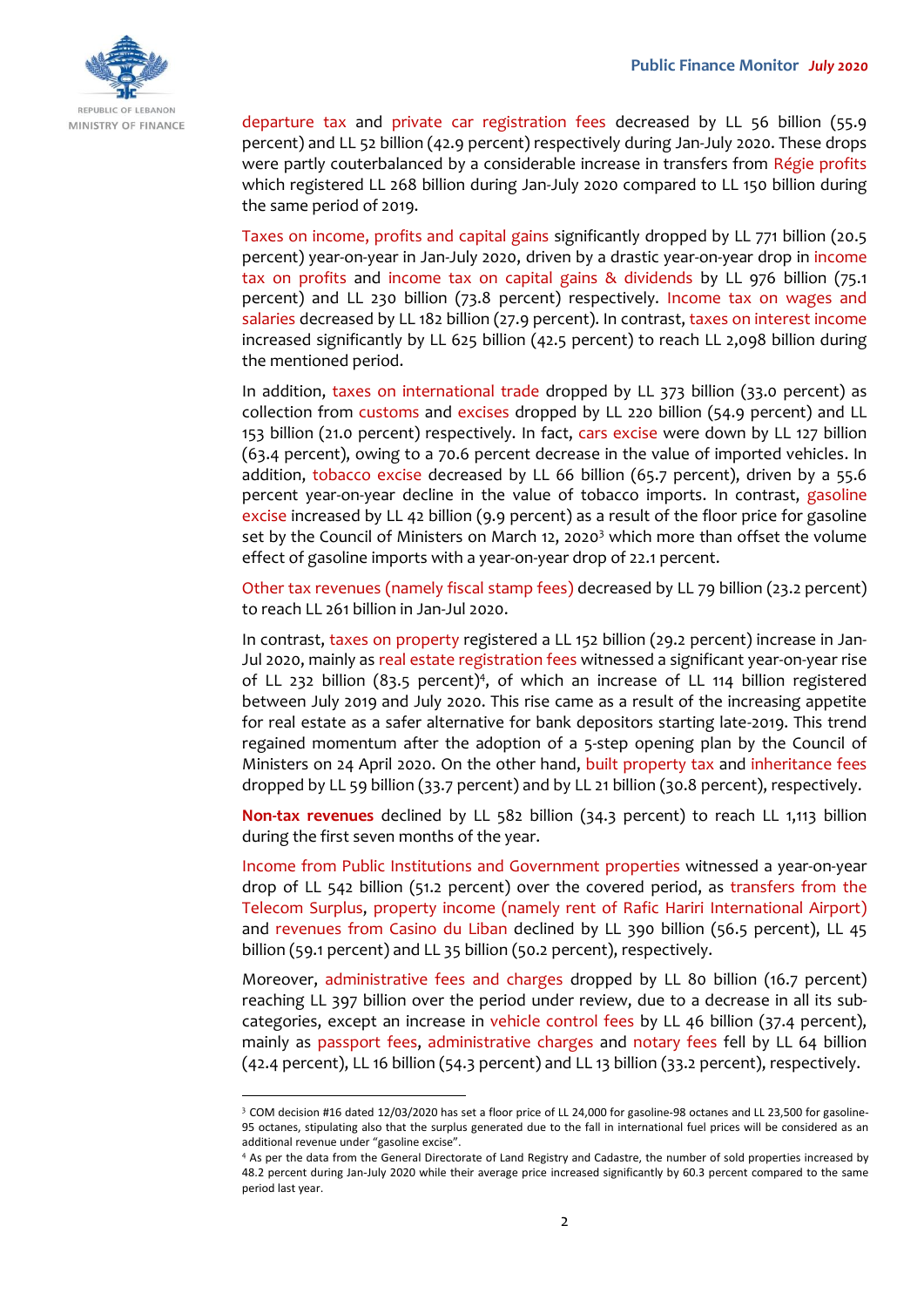departure tax and private car registration fees decreased by LL 56 billion (55.9 percent) and LL 52 billion (42.9 percent) respectively during Jan-July 2020. These drops were partly couterbalanced by a considerable increase in transfers from Régie profits which registered LL 268 billion during Jan-July 2020 compared to LL 150 billion during the same period of 2019.

Taxes on income, profits and capital gains significantly dropped by LL 771 billion (20.5 percent) year-on-year in Jan-July 2020, driven by a drastic year-on-year drop in income tax on profits and income tax on capital gains & dividends by LL 976 billion (75.1 percent) and LL 230 billion (73.8 percent) respectively. Income tax on wages and salaries decreased by LL 182 billion (27.9 percent). In contrast, taxes on interest income increased significantly by LL 625 billion (42.5 percent) to reach LL 2,098 billion during the mentioned period.

In addition, taxes on international trade dropped by LL 373 billion (33.0 percent) as collection from customs and excises dropped by LL 220 billion (54.9 percent) and LL 153 billion (21.0 percent) respectively. In fact, cars excise were down by LL 127 billion (63.4 percent), owing to a 70.6 percent decrease in the value of imported vehicles. In addition, tobacco excise decreased by LL 66 billion (65.7 percent), driven by a 55.6 percent year-on-year decline in the value of tobacco imports. In contrast, gasoline excise increased by LL 42 billion (9.9 percent) as a result of the floor price for gasoline set by the Council of Ministers on March 12, 2020[3] which more than offset the volume effect of gasoline imports with a year-on-year drop of 22.1 percent.

Other tax revenues (namely fiscal stamp fees) decreased by LL 79 billion (23.2 percent) to reach LL 261 billion in Jan-Jul 2020.

In contrast, taxes on property registered a LL 152 billion (29.2 percent) increase in Jan-Jul 2020, mainly as real estate registration fees witnessed a significant year-on-year rise of LL 232 billion (83.5 percent)[4], of which an increase of LL 114 billion registered between July 2019 and July 2020. This rise came as a result of the increasing appetite for real estate as a safer alternative for bank depositors starting late-2019. This trend regained momentum after the adoption of a 5-step opening plan by the Council of Ministers on 24 April 2020. On the other hand, built property tax and inheritance fees dropped by LL 59 billion (33.7 percent) and by LL 21 billion (30.8 percent), respectively.

**Non-tax revenues** declined by LL 582 billion (34.3 percent) to reach LL 1,113 billion during the first seven months of the year.

Income from Public Institutions and Government properties witnessed a year-on-year drop of LL 542 billion (51.2 percent) over the covered period, as transfers from the Telecom Surplus, property income (namely rent of Rafic Hariri International Airport) and revenues from Casino du Liban declined by LL 390 billion (56.5 percent), LL 45 billion (59.1 percent) and LL 35 billion (50.2 percent), respectively.

Moreover, administrative fees and charges dropped by LL 80 billion (16.7 percent) reaching LL 397 billion over the period under review, due to a decrease in all its sub-categories, except an increase in vehicle control fees by LL 46 billion (37.4 percent), mainly as passport fees, administrative charges and notary fees fell by LL 64 billion (42.4 percent), LL 16 billion (54.3 percent) and LL 13 billion (33.2 percent), respectively.

---

[3] COM decision #16 dated 12/03/2020 has set a floor price of LL 24,000 for gasoline-98 octanes and LL 23,500 for gasoline-95 octanes, stipulating also that the surplus generated due to the fall in international fuel prices will be considered as an additional revenue under "gasoline excise".

[4] As per the data from the General Directorate of Land Registry and Cadastre, the number of sold properties increased by 48.2 percent during Jan-July 2020 while their average price increased significantly by 60.3 percent compared to the same period last year.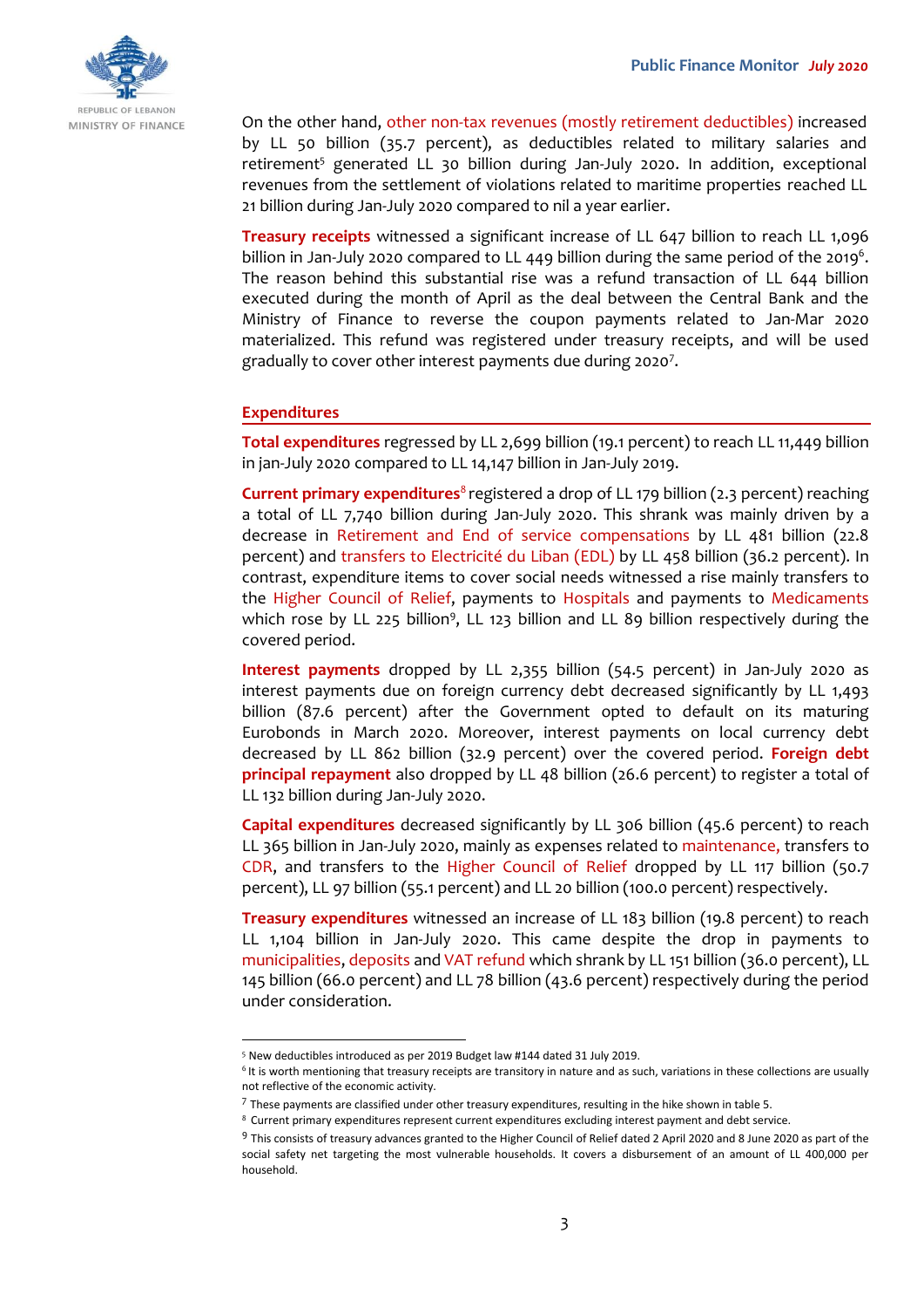On the other hand, other non-tax revenues (mostly retirement deductibles) increased by LL 50 billion (35.7 percent), as deductibles related to military salaries and retirement[5] generated LL 30 billion during Jan-July 2020. In addition, exceptional revenues from the settlement of violations related to maritime properties reached LL 21 billion during Jan-July 2020 compared to nil a year earlier.

**Treasury receipts** witnessed a significant increase of LL 647 billion to reach LL 1,096 billion in Jan-July 2020 compared to LL 449 billion during the same period of the 2019[6]. The reason behind this substantial rise was a refund transaction of LL 644 billion executed during the month of April as the deal between the Central Bank and the Ministry of Finance to reverse the coupon payments related to Jan-Mar 2020 materialized. This refund was registered under treasury receipts, and will be used gradually to cover other interest payments due during 2020[7].

## Expenditures

**Total expenditures** regressed by LL 2,699 billion (19.1 percent) to reach LL 11,449 billion in jan-July 2020 compared to LL 14,147 billion in Jan-July 2019.

**Current primary expenditures**[8] registered a drop of LL 179 billion (2.3 percent) reaching a total of LL 7,740 billion during Jan-July 2020. This shrank was mainly driven by a decrease in Retirement and End of service compensations by LL 481 billion (22.8 percent) and transfers to Electricité du Liban (EDL) by LL 458 billion (36.2 percent). In contrast, expenditure items to cover social needs witnessed a rise mainly transfers to the Higher Council of Relief, payments to Hospitals and payments to Medicaments which rose by LL 225 billion[9], LL 123 billion and LL 89 billion respectively during the covered period.

**Interest payments** dropped by LL 2,355 billion (54.5 percent) in Jan-July 2020 as interest payments due on foreign currency debt decreased significantly by LL 1,493 billion (87.6 percent) after the Government opted to default on its maturing Eurobonds in March 2020. Moreover, interest payments on local currency debt decreased by LL 862 billion (32.9 percent) over the covered period. **Foreign debt principal repayment** also dropped by LL 48 billion (26.6 percent) to register a total of LL 132 billion during Jan-July 2020.

**Capital expenditures** decreased significantly by LL 306 billion (45.6 percent) to reach LL 365 billion in Jan-July 2020, mainly as expenses related to maintenance, transfers to CDR, and transfers to the Higher Council of Relief dropped by LL 117 billion (50.7 percent), LL 97 billion (55.1 percent) and LL 20 billion (100.0 percent) respectively.

**Treasury expenditures** witnessed an increase of LL 183 billion (19.8 percent) to reach LL 1,104 billion in Jan-July 2020. This came despite the drop in payments to municipalities, deposits and VAT refund which shrank by LL 151 billion (36.0 percent), LL 145 billion (66.0 percent) and LL 78 billion (43.6 percent) respectively during the period under consideration.

---

[5] New deductibles introduced as per 2019 Budget law #144 dated 31 July 2019.

[6] It is worth mentioning that treasury receipts are transitory in nature and as such, variations in these collections are usually not reflective of the economic activity.

[7] These payments are classified under other treasury expenditures, resulting in the hike shown in table 5.

[8] Current primary expenditures represent current expenditures excluding interest payment and debt service.

[9] This consists of treasury advances granted to the Higher Council of Relief dated 2 April 2020 and 8 June 2020 as part of the social safety net targeting the most vulnerable households. It covers a disbursement of an amount of LL 400,000 per household.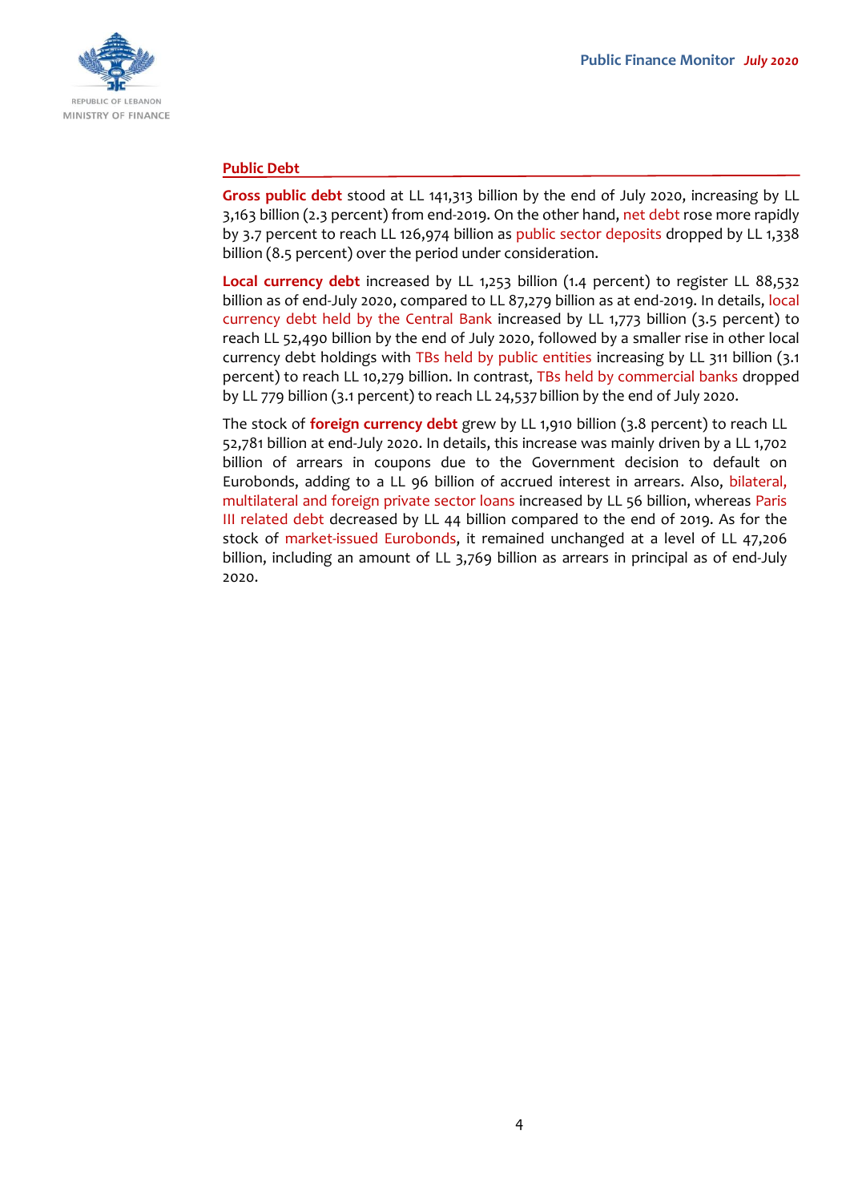## Public Debt

**Gross public debt** stood at LL 141,313 billion by the end of July 2020, increasing by LL 3,163 billion (2.3 percent) from end-2019. On the other hand, net debt rose more rapidly by 3.7 percent to reach LL 126,974 billion as public sector deposits dropped by LL 1,338 billion (8.5 percent) over the period under consideration.

**Local currency debt** increased by LL 1,253 billion (1.4 percent) to register LL 88,532 billion as of end-July 2020, compared to LL 87,279 billion as at end-2019. In details, local currency debt held by the Central Bank increased by LL 1,773 billion (3.5 percent) to reach LL 52,490 billion by the end of July 2020, followed by a smaller rise in other local currency debt holdings with TBs held by public entities increasing by LL 311 billion (3.1 percent) to reach LL 10,279 billion. In contrast, TBs held by commercial banks dropped by LL 779 billion (3.1 percent) to reach LL 24,537 billion by the end of July 2020.

The stock of **foreign currency debt** grew by LL 1,910 billion (3.8 percent) to reach LL 52,781 billion at end-July 2020. In details, this increase was mainly driven by a LL 1,702 billion of arrears in coupons due to the Government decision to default on Eurobonds, adding to a LL 96 billion of accrued interest in arrears. Also, bilateral, multilateral and foreign private sector loans increased by LL 56 billion, whereas Paris III related debt decreased by LL 44 billion compared to the end of 2019. As for the stock of market-issued Eurobonds, it remained unchanged at a level of LL 47,206 billion, including an amount of LL 3,769 billion as arrears in principal as of end-July 2020.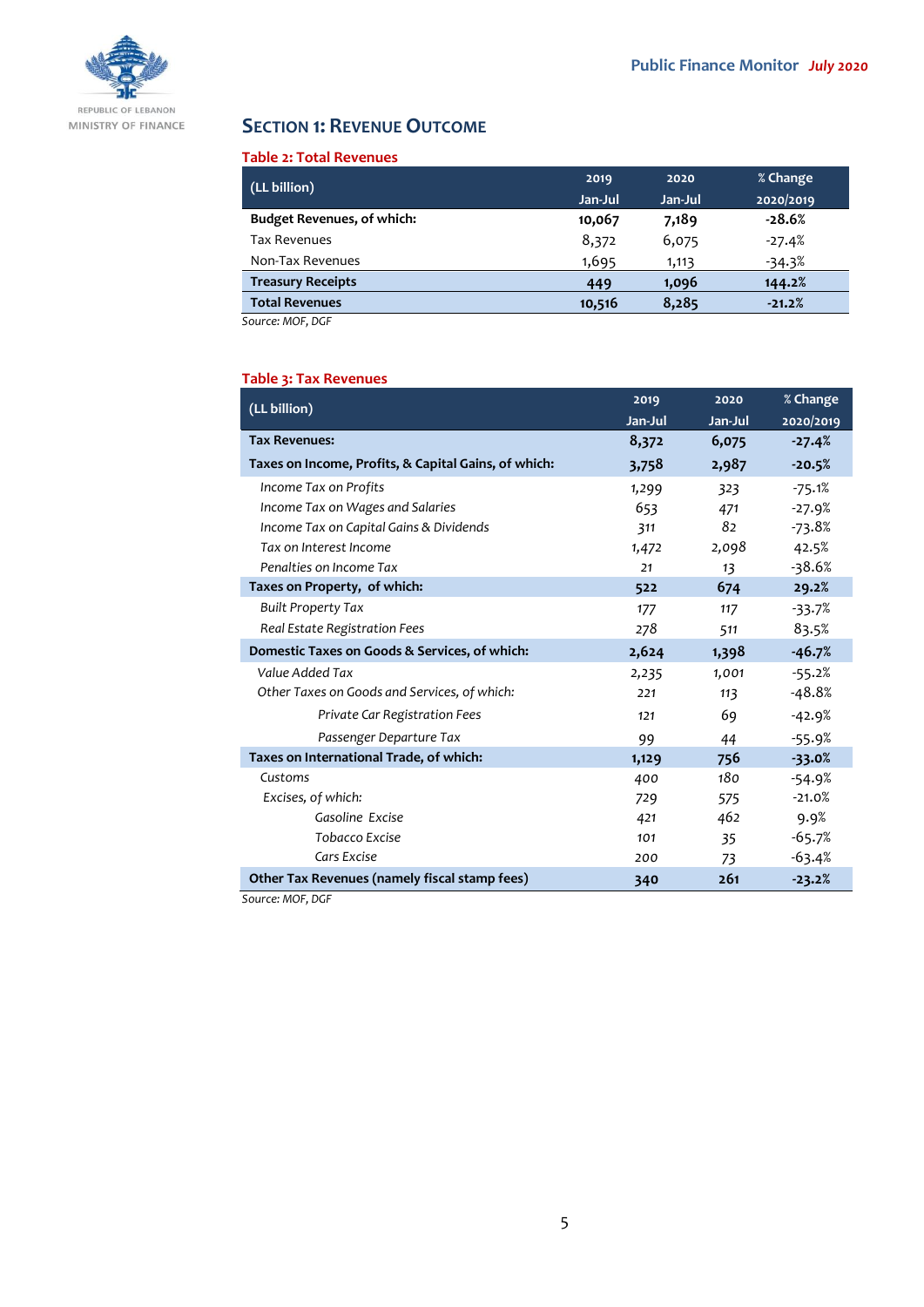## SECTION 1: REVENUE OUTCOME

**Table 2: Total Revenues**

| (LL billion) | 2019 Jan-Jul | 2020 Jan-Jul | % Change 2020/2019 |
|---|---|---|---|
| **Budget Revenues, of which:** | **10,067** | **7,189** | **-28.6%** |
| Tax Revenues | 8,372 | 6,075 | -27.4% |
| Non-Tax Revenues | 1,695 | 1,113 | -34.3% |
| **Treasury Receipts** | **449** | **1,096** | **144.2%** |
| **Total Revenues** | **10,516** | **8,285** | **-21.2%** |

*Source: MOF, DGF*

**Table 3: Tax Revenues**

| (LL billion) | 2019 Jan-Jul | 2020 Jan-Jul | % Change 2020/2019 |
|---|---|---|---|
| **Tax Revenues:** | **8,372** | **6,075** | **-27.4%** |
| **Taxes on Income, Profits, & Capital Gains, of which:** | **3,758** | **2,987** | **-20.5%** |
| *Income Tax on Profits* | 1,299 | 323 | -75.1% |
| *Income Tax on Wages and Salaries* | 653 | 471 | -27.9% |
| *Income Tax on Capital Gains & Dividends* | 311 | 82 | -73.8% |
| *Tax on Interest Income* | 1,472 | 2,098 | 42.5% |
| *Penalties on Income Tax* | 21 | 13 | -38.6% |
| **Taxes on Property, of which:** | **522** | **674** | **29.2%** |
| *Built Property Tax* | 177 | 117 | -33.7% |
| *Real Estate Registration Fees* | 278 | 511 | 83.5% |
| **Domestic Taxes on Goods & Services, of which:** | **2,624** | **1,398** | **-46.7%** |
| *Value Added Tax* | 2,235 | 1,001 | -55.2% |
| *Other Taxes on Goods and Services, of which:* | 221 | 113 | -48.8% |
| *Private Car Registration Fees* | 121 | 69 | -42.9% |
| *Passenger Departure Tax* | 99 | 44 | -55.9% |
| **Taxes on International Trade, of which:** | **1,129** | **756** | **-33.0%** |
| Customs | 400 | 180 | -54.9% |
| *Excises, of which:* | 729 | 575 | -21.0% |
| *Gasoline Excise* | 421 | 462 | 9.9% |
| *Tobacco Excise* | 101 | 35 | -65.7% |
| *Cars Excise* | 200 | 73 | -63.4% |
| **Other Tax Revenues (namely fiscal stamp fees)** | **340** | **261** | **-23.2%** |

*Source: MOF, DGF*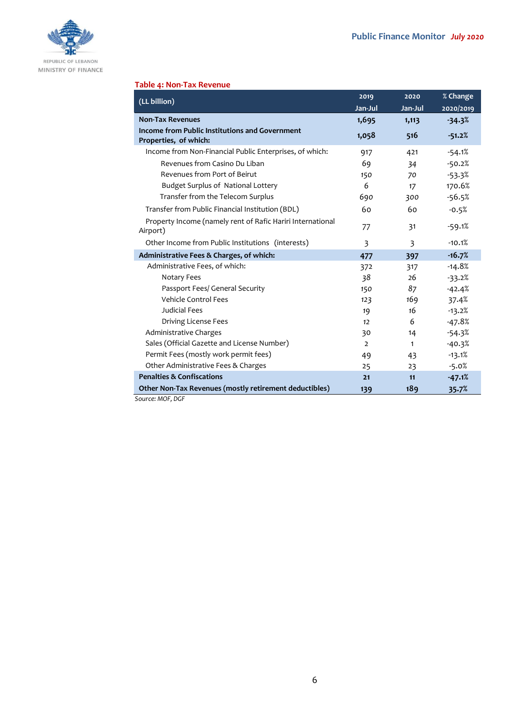### Table 4: Non-Tax Revenue

| (LL billion) | 2019 Jan-Jul | 2020 Jan-Jul | % Change 2020/2019 |
|---|---|---|---|
| **Non-Tax Revenues** | **1,695** | **1,113** | **-34.3%** |
| **Income from Public Institutions and Government Properties, of which:** | **1,058** | **516** | **-51.2%** |
| Income from Non-Financial Public Enterprises, of which: | 917 | 421 | -54.1% |
| Revenues from Casino Du Liban | 69 | 34 | -50.2% |
| Revenues from Port of Beirut | 150 | 70 | -53.3% |
| Budget Surplus of National Lottery | 6 | 17 | 170.6% |
| Transfer from the Telecom Surplus | 690 | 300 | -56.5% |
| Transfer from Public Financial Institution (BDL) | 60 | 60 | -0.5% |
| Property Income (namely rent of Rafic Hariri International Airport) | 77 | 31 | -59.1% |
| Other Income from Public Institutions (interests) | 3 | 3 | -10.1% |
| **Administrative Fees & Charges, of which:** | **477** | **397** | **-16.7%** |
| Administrative Fees, of which: | 372 | 317 | -14.8% |
| Notary Fees | 38 | 26 | -33.2% |
| Passport Fees/ General Security | 150 | 87 | -42.4% |
| Vehicle Control Fees | 123 | 169 | 37.4% |
| Judicial Fees | 19 | 16 | -13.2% |
| Driving License Fees | 12 | 6 | -47.8% |
| Administrative Charges | 30 | 14 | -54.3% |
| Sales (Official Gazette and License Number) | 2 | 1 | -40.3% |
| Permit Fees (mostly work permit fees) | 49 | 43 | -13.1% |
| Other Administrative Fees & Charges | 25 | 23 | -5.0% |
| **Penalties & Confiscations** | **21** | **11** | **-47.1%** |
| **Other Non-Tax Revenues (mostly retirement deductibles)** | **139** | **189** | **35.7%** |

*Source: MOF, DGF*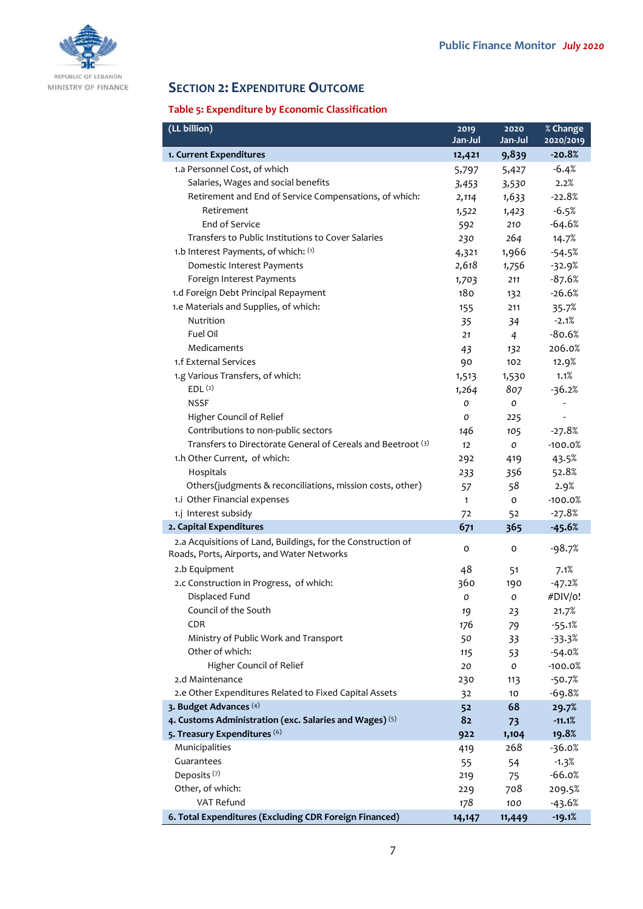## Section 2: Expenditure Outcome

### Table 5: Expenditure by Economic Classification

| (LL billion) | 2019 Jan-Jul | 2020 Jan-Jul | % Change 2020/2019 |
|---|---|---|---|
| **1. Current Expenditures** | **12,421** | **9,839** | **-20.8%** |
| 1.a Personnel Cost, of which | 5,797 | 5,427 | -6.4% |
| Salaries, Wages and social benefits | 3,453 | 3,530 | 2.2% |
| Retirement and End of Service Compensations, of which: | 2,114 | 1,633 | -22.8% |
| Retirement | 1,522 | 1,423 | -6.5% |
| End of Service | 592 | 210 | -64.6% |
| Transfers to Public Institutions to Cover Salaries | 230 | 264 | 14.7% |
| 1.b Interest Payments, of which: (1) | 4,321 | 1,966 | -54.5% |
| Domestic Interest Payments | 2,618 | 1,756 | -32.9% |
| Foreign Interest Payments | 1,703 | 211 | -87.6% |
| 1.d Foreign Debt Principal Repayment | 180 | 132 | -26.6% |
| 1.e Materials and Supplies, of which: | 155 | 211 | 35.7% |
| Nutrition | 35 | 34 | -2.1% |
| Fuel Oil | 21 | 4 | -80.6% |
| Medicaments | 43 | 132 | 206.0% |
| 1.f External Services | 90 | 102 | 12.9% |
| 1.g Various Transfers, of which: | 1,513 | 1,530 | 1.1% |
| EDL (2) | 1,264 | 807 | -36.2% |
| NSSF | 0 | 0 | - |
| Higher Council of Relief | 0 | 225 | - |
| Contributions to non-public sectors | 146 | 105 | -27.8% |
| Transfers to Directorate General of Cereals and Beetroot (3) | 12 | 0 | -100.0% |
| 1.h Other Current, of which: | 292 | 419 | 43.5% |
| Hospitals | 233 | 356 | 52.8% |
| Others(judgments & reconciliations, mission costs, other) | 57 | 58 | 2.9% |
| 1.i Other Financial expenses | 1 | 0 | -100.0% |
| 1.j Interest subsidy | 72 | 52 | -27.8% |
| **2. Capital Expenditures** | **671** | **365** | **-45.6%** |
| 2.a Acquisitions of Land, Buildings, for the Construction of Roads, Ports, Airports, and Water Networks | 0 | 0 | -98.7% |
| 2.b Equipment | 48 | 51 | 7.1% |
| 2.c Construction in Progress, of which: | 360 | 190 | -47.2% |
| Displaced Fund | 0 | 0 | #DIV/0! |
| Council of the South | 19 | 23 | 21.7% |
| CDR | 176 | 79 | -55.1% |
| Ministry of Public Work and Transport | 50 | 33 | -33.3% |
| Other of which: | 115 | 53 | -54.0% |
| Higher Council of Relief | 20 | 0 | -100.0% |
| 2.d Maintenance | 230 | 113 | -50.7% |
| 2.e Other Expenditures Related to Fixed Capital Assets | 32 | 10 | -69.8% |
| **3. Budget Advances (4)** | **52** | **68** | **29.7%** |
| **4. Customs Administration (exc. Salaries and Wages) (5)** | **82** | **73** | **-11.1%** |
| **5. Treasury Expenditures (6)** | **922** | **1,104** | **19.8%** |
| Municipalities | 419 | 268 | -36.0% |
| Guarantees | 55 | 54 | -1.3% |
| Deposits (7) | 219 | 75 | -66.0% |
| Other, of which: | 229 | 708 | 209.5% |
| VAT Refund | 178 | 100 | -43.6% |
| **6. Total Expenditures (Excluding CDR Foreign Financed)** | **14,147** | **11,449** | **-19.1%** |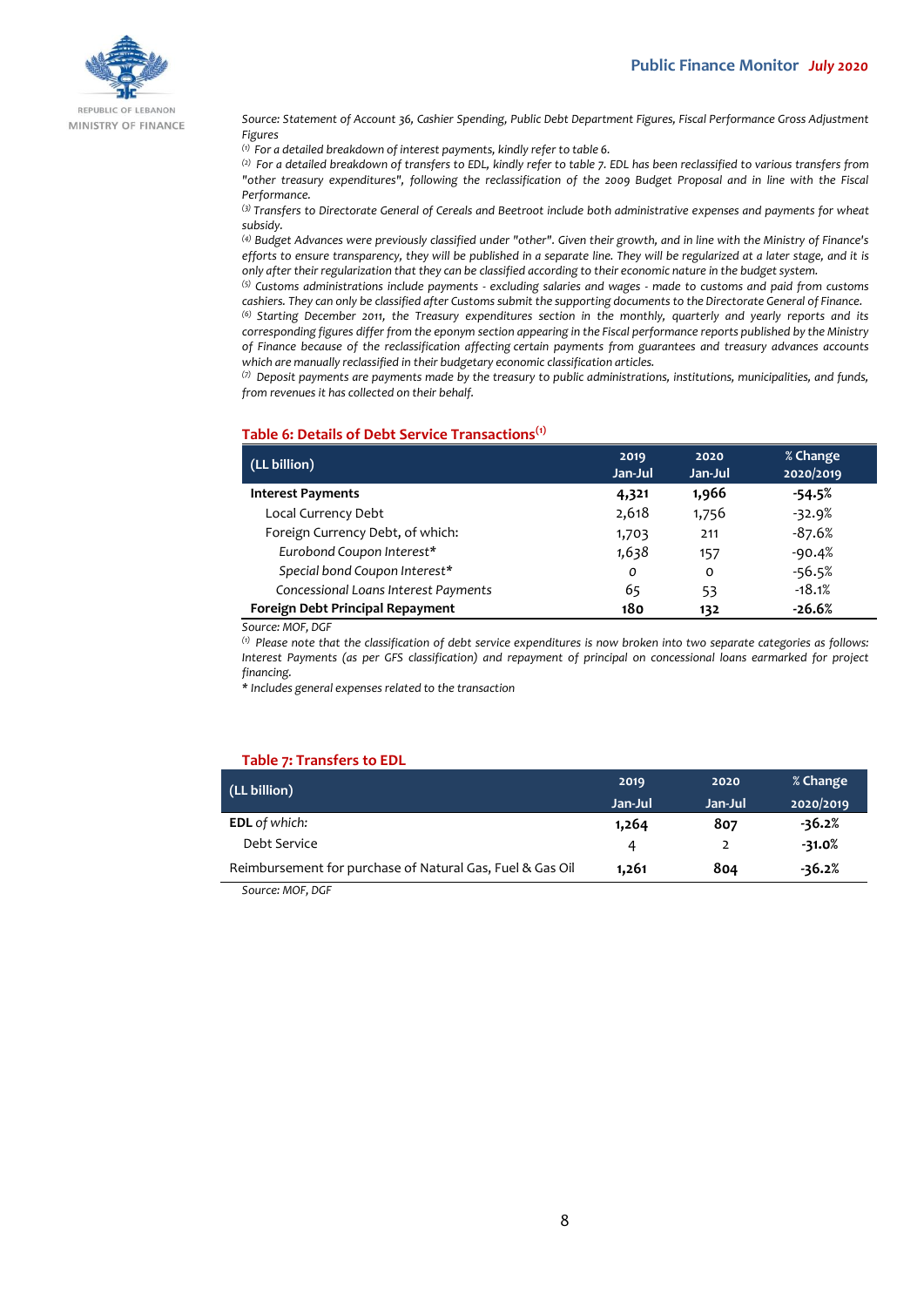*Source: Statement of Account 36, Cashier Spending, Public Debt Department Figures, Fiscal Performance Gross Adjustment Figures*

*[1] For a detailed breakdown of interest payments, kindly refer to table 6.*

*[2] For a detailed breakdown of transfers to EDL, kindly refer to table 7. EDL has been reclassified to various transfers from "other treasury expenditures", following the reclassification of the 2009 Budget Proposal and in line with the Fiscal Performance.*

*[3] Transfers to Directorate General of Cereals and Beetroot include both administrative expenses and payments for wheat subsidy.*

*[4] Budget Advances were previously classified under "other". Given their growth, and in line with the Ministry of Finance's efforts to ensure transparency, they will be published in a separate line. They will be regularized at a later stage, and it is only after their regularization that they can be classified according to their economic nature in the budget system.*

*[5] Customs administrations include payments - excluding salaries and wages - made to customs and paid from customs cashiers. They can only be classified after Customs submit the supporting documents to the Directorate General of Finance.*

*[6] Starting December 2011, the Treasury expenditures section in the monthly, quarterly and yearly reports and its corresponding figures differ from the eponym section appearing in the Fiscal performance reports published by the Ministry of Finance because of the reclassification affecting certain payments from guarantees and treasury advances accounts which are manually reclassified in their budgetary economic classification articles.*

*[7] Deposit payments are payments made by the treasury to public administrations, institutions, municipalities, and funds, from revenues it has collected on their behalf.*

## Table 6: Details of Debt Service Transactions[1]

| (LL billion) | 2019 Jan-Jul | 2020 Jan-Jul | % Change 2020/2019 |
|---|---|---|---|
| **Interest Payments** | **4,321** | **1,966** | **-54.5%** |
| Local Currency Debt | 2,618 | 1,756 | -32.9% |
| Foreign Currency Debt, of which: | 1,703 | 211 | -87.6% |
| *Eurobond Coupon Interest** | 1,638 | 157 | -90.4% |
| *Special bond Coupon Interest** | 0 | 0 | -56.5% |
| *Concessional Loans Interest Payments* | 65 | 53 | -18.1% |
| **Foreign Debt Principal Repayment** | **180** | **132** | **-26.6%** |

*Source: MOF, DGF*

*[1] Please note that the classification of debt service expenditures is now broken into two separate categories as follows: Interest Payments (as per GFS classification) and repayment of principal on concessional loans earmarked for project financing.*

*\* Includes general expenses related to the transaction*

## Table 7: Transfers to EDL

| (LL billion) | 2019 Jan-Jul | 2020 Jan-Jul | % Change 2020/2019 |
|---|---|---|---|
| **EDL** *of which:* | **1,264** | **807** | **-36.2%** |
| Debt Service | 4 | 2 | **-31.0%** |
| Reimbursement for purchase of Natural Gas, Fuel & Gas Oil | **1,261** | **804** | **-36.2%** |

*Source: MOF, DGF*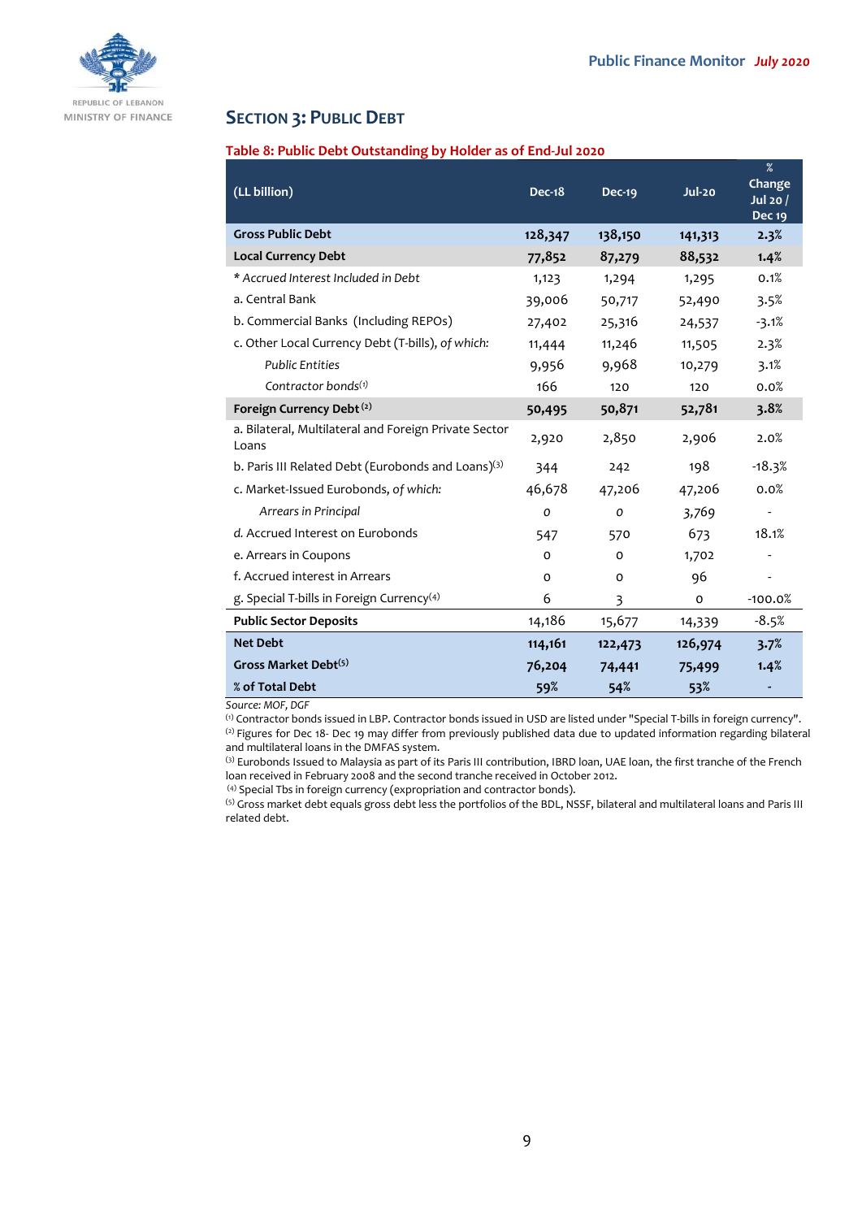## SECTION 3: PUBLIC DEBT

**Table 8: Public Debt Outstanding by Holder as of End-Jul 2020**

| (LL billion) | Dec-18 | Dec-19 | Jul-20 | % Change Jul 20 / Dec 19 |
|---|---|---|---|---|
| **Gross Public Debt** | **128,347** | **138,150** | **141,313** | **2.3%** |
| **Local Currency Debt** | **77,852** | **87,279** | **88,532** | **1.4%** |
| *\* Accrued Interest Included in Debt* | 1,123 | 1,294 | 1,295 | 0.1% |
| a. Central Bank | 39,006 | 50,717 | 52,490 | 3.5% |
| b. Commercial Banks (Including REPOs) | 27,402 | 25,316 | 24,537 | -3.1% |
| c. Other Local Currency Debt (T-bills), *of which:* | 11,444 | 11,246 | 11,505 | 2.3% |
| *Public Entities* | 9,956 | 9,968 | 10,279 | 3.1% |
| *Contractor bonds*[1] | 166 | 120 | 120 | 0.0% |
| **Foreign Currency Debt** [2] | **50,495** | **50,871** | **52,781** | **3.8%** |
| a. Bilateral, Multilateral and Foreign Private Sector Loans | 2,920 | 2,850 | 2,906 | 2.0% |
| b. Paris III Related Debt (Eurobonds and Loans)[3] | 344 | 242 | 198 | -18.3% |
| c. Market-Issued Eurobonds, *of which:* | 46,678 | 47,206 | 47,206 | 0.0% |
| *Arrears in Principal* | *0* | *0* | 3,769 | - |
| d. Accrued Interest on Eurobonds | 547 | 570 | 673 | 18.1% |
| e. Arrears in Coupons | 0 | 0 | 1,702 | - |
| f. Accrued interest in Arrears | 0 | 0 | 96 | - |
| g. Special T-bills in Foreign Currency[4] | 6 | 3 | 0 | -100.0% |
| **Public Sector Deposits** | 14,186 | 15,677 | 14,339 | -8.5% |
| **Net Debt** | **114,161** | **122,473** | **126,974** | **3.7%** |
| **Gross Market Debt**[5] | **76,204** | **74,441** | **75,499** | **1.4%** |
| **% of Total Debt** | **59%** | **54%** | **53%** | **-** |

*Source: MOF, DGF*

[1] Contractor bonds issued in LBP. Contractor bonds issued in USD are listed under "Special T-bills in foreign currency".
[2] Figures for Dec 18- Dec 19 may differ from previously published data due to updated information regarding bilateral and multilateral loans in the DMFAS system.
[3] Eurobonds Issued to Malaysia as part of its Paris III contribution, IBRD loan, UAE loan, the first tranche of the French loan received in February 2008 and the second tranche received in October 2012.
[4] Special Tbs in foreign currency (expropriation and contractor bonds).
[5] Gross market debt equals gross debt less the portfolios of the BDL, NSSF, bilateral and multilateral loans and Paris III related debt.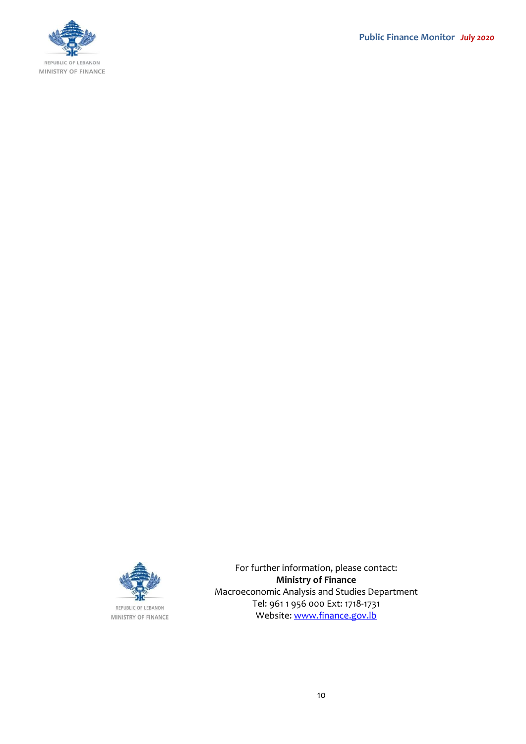REPUBLIC OF LEBANON
MINISTRY OF FINANCE

For further information, please contact:
**Ministry of Finance**
Macroeconomic Analysis and Studies Department
Tel: 961 1 956 000 Ext: 1718-1731
Website: [www.finance.gov.lb](http://www.finance.gov.lb)